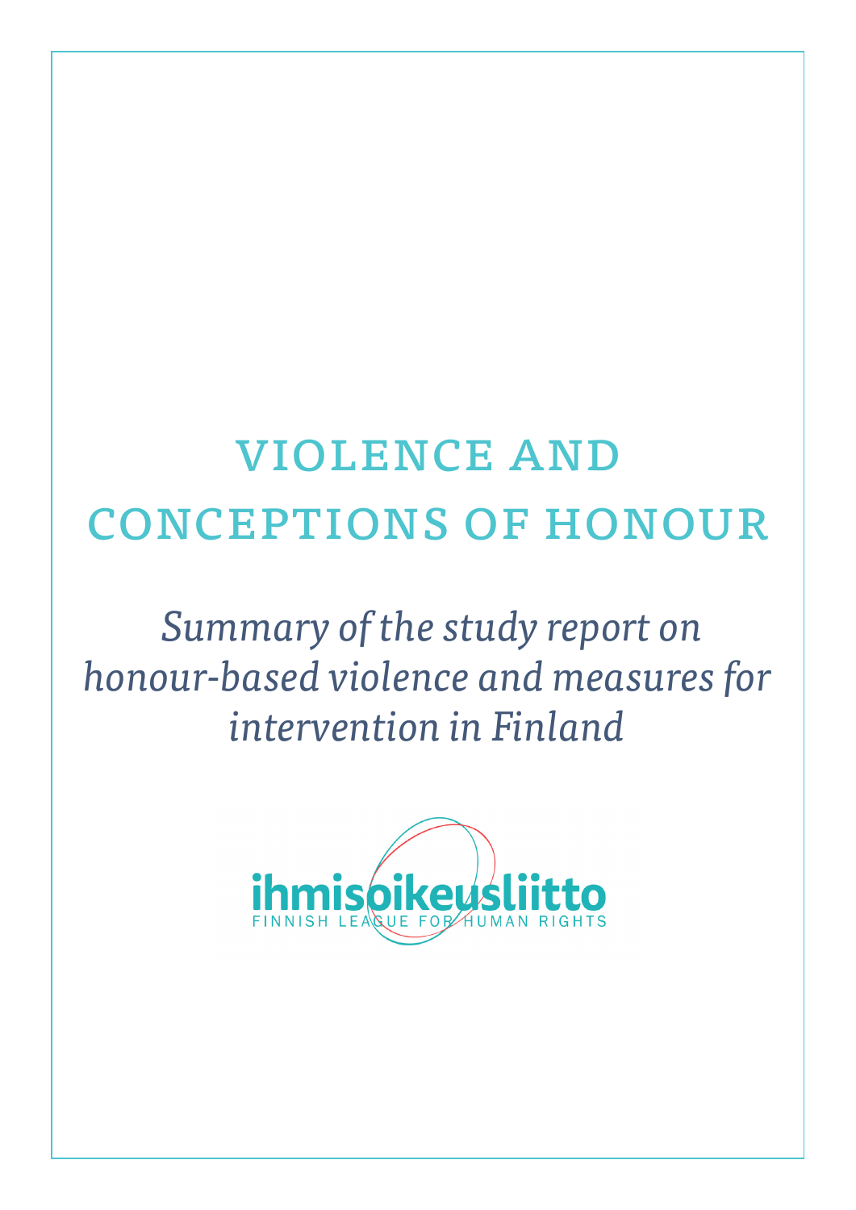# VIOLENCE AND CONCEPTIONS OF HONOUR

*Summary of the study report on honour-based violence and measures for intervention in Finland*

ihmisoikeusliitto

FINNISH LEAGUE FOR HUMAN RIGHTS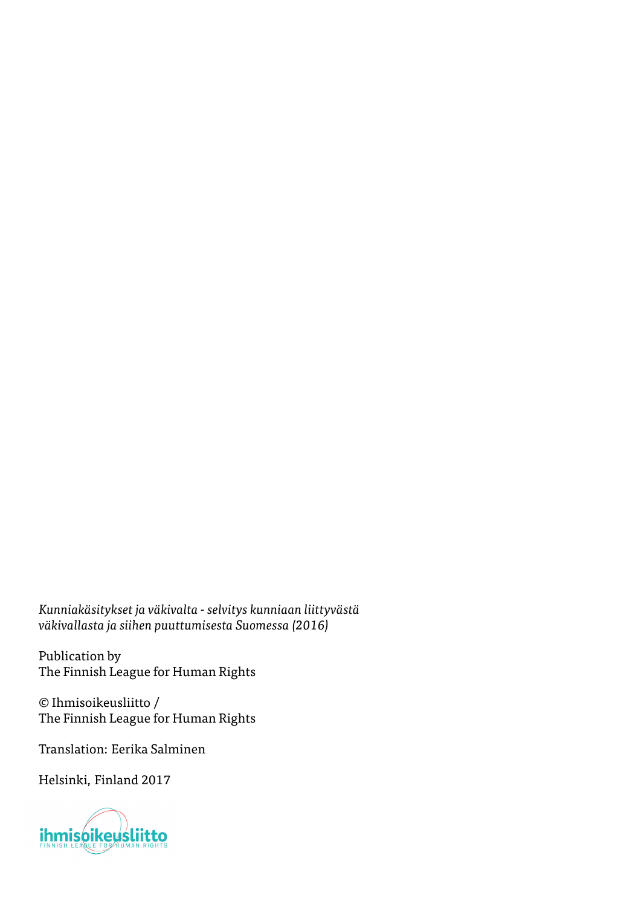*Kunniakäsitykset ja väkivalta - selvitys kunniaan liittyvästä väkivallasta ja siihen puuttumisesta Suomessa (2016)*

Publication by
The Finnish League for Human Rights

© Ihmisoikeusliitto /
The Finnish League for Human Rights

Translation: Eerika Salminen

Helsinki, Finland 2017

ihmisoikeusliitto
FINNISH LEAGUE FOR HUMAN RIGHTS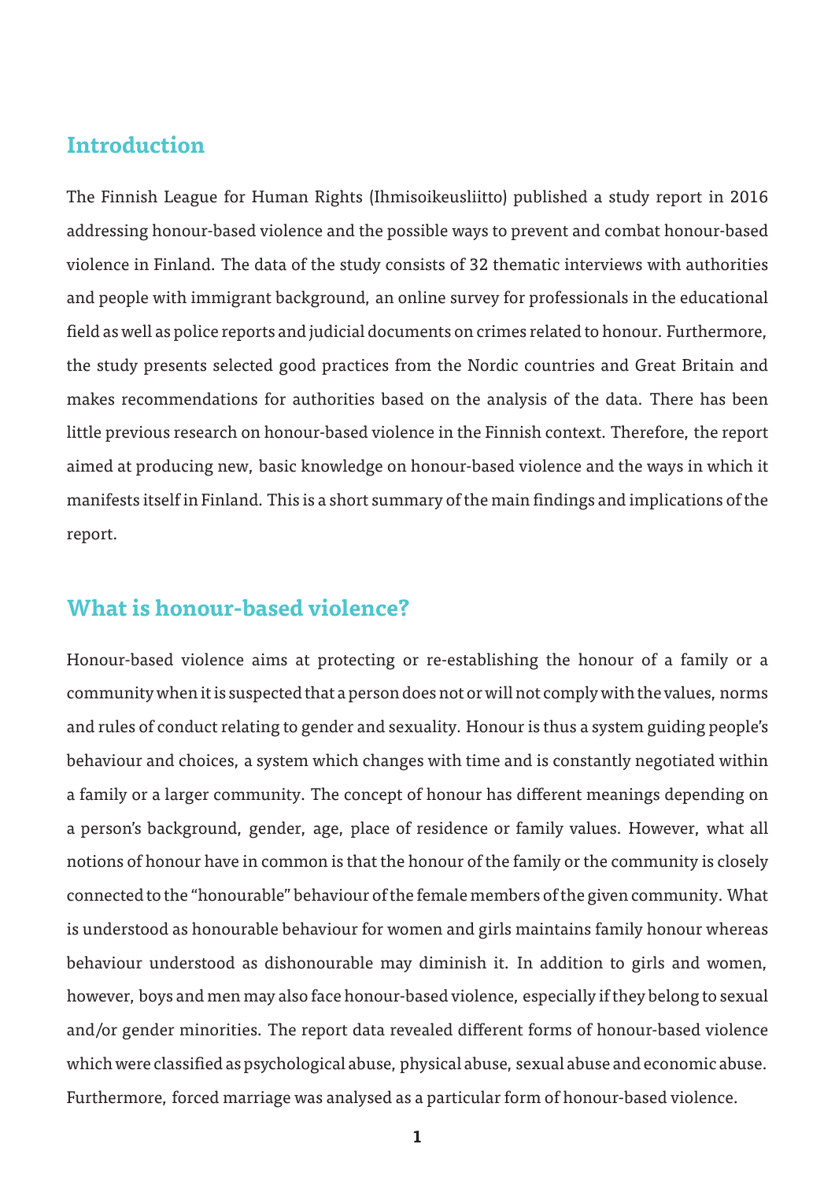## Introduction

The Finnish League for Human Rights (Ihmisoikeusliitto) published a study report in 2016 addressing honour-based violence and the possible ways to prevent and combat honour-based violence in Finland. The data of the study consists of 32 thematic interviews with authorities and people with immigrant background, an online survey for professionals in the educational field as well as police reports and judicial documents on crimes related to honour. Furthermore, the study presents selected good practices from the Nordic countries and Great Britain and makes recommendations for authorities based on the analysis of the data. There has been little previous research on honour-based violence in the Finnish context. Therefore, the report aimed at producing new, basic knowledge on honour-based violence and the ways in which it manifests itself in Finland. This is a short summary of the main findings and implications of the report.

## What is honour-based violence?

Honour-based violence aims at protecting or re-establishing the honour of a family or a community when it is suspected that a person does not or will not comply with the values, norms and rules of conduct relating to gender and sexuality. Honour is thus a system guiding people's behaviour and choices, a system which changes with time and is constantly negotiated within a family or a larger community. The concept of honour has different meanings depending on a person's background, gender, age, place of residence or family values. However, what all notions of honour have in common is that the honour of the family or the community is closely connected to the "honourable" behaviour of the female members of the given community. What is understood as honourable behaviour for women and girls maintains family honour whereas behaviour understood as dishonourable may diminish it. In addition to girls and women, however, boys and men may also face honour-based violence, especially if they belong to sexual and/or gender minorities. The report data revealed different forms of honour-based violence which were classified as psychological abuse, physical abuse, sexual abuse and economic abuse. Furthermore, forced marriage was analysed as a particular form of honour-based violence.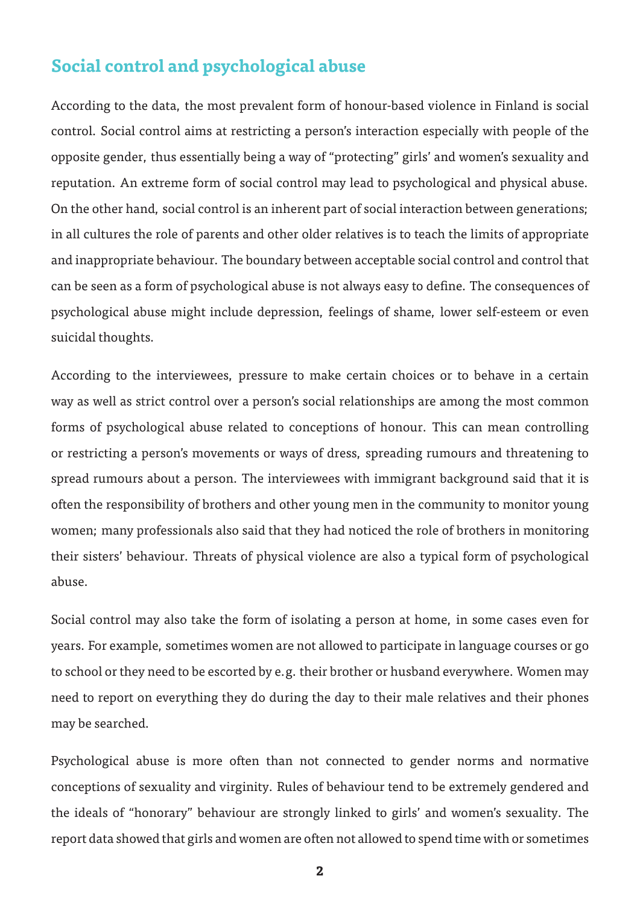## Social control and psychological abuse

According to the data, the most prevalent form of honour-based violence in Finland is social control. Social control aims at restricting a person's interaction especially with people of the opposite gender, thus essentially being a way of "protecting" girls' and women's sexuality and reputation. An extreme form of social control may lead to psychological and physical abuse. On the other hand, social control is an inherent part of social interaction between generations; in all cultures the role of parents and other older relatives is to teach the limits of appropriate and inappropriate behaviour. The boundary between acceptable social control and control that can be seen as a form of psychological abuse is not always easy to define. The consequences of psychological abuse might include depression, feelings of shame, lower self-esteem or even suicidal thoughts.

According to the interviewees, pressure to make certain choices or to behave in a certain way as well as strict control over a person's social relationships are among the most common forms of psychological abuse related to conceptions of honour. This can mean controlling or restricting a person's movements or ways of dress, spreading rumours and threatening to spread rumours about a person. The interviewees with immigrant background said that it is often the responsibility of brothers and other young men in the community to monitor young women; many professionals also said that they had noticed the role of brothers in monitoring their sisters' behaviour. Threats of physical violence are also a typical form of psychological abuse.

Social control may also take the form of isolating a person at home, in some cases even for years. For example, sometimes women are not allowed to participate in language courses or go to school or they need to be escorted by e.g. their brother or husband everywhere. Women may need to report on everything they do during the day to their male relatives and their phones may be searched.

Psychological abuse is more often than not connected to gender norms and normative conceptions of sexuality and virginity. Rules of behaviour tend to be extremely gendered and the ideals of "honorary" behaviour are strongly linked to girls' and women's sexuality. The report data showed that girls and women are often not allowed to spend time with or sometimes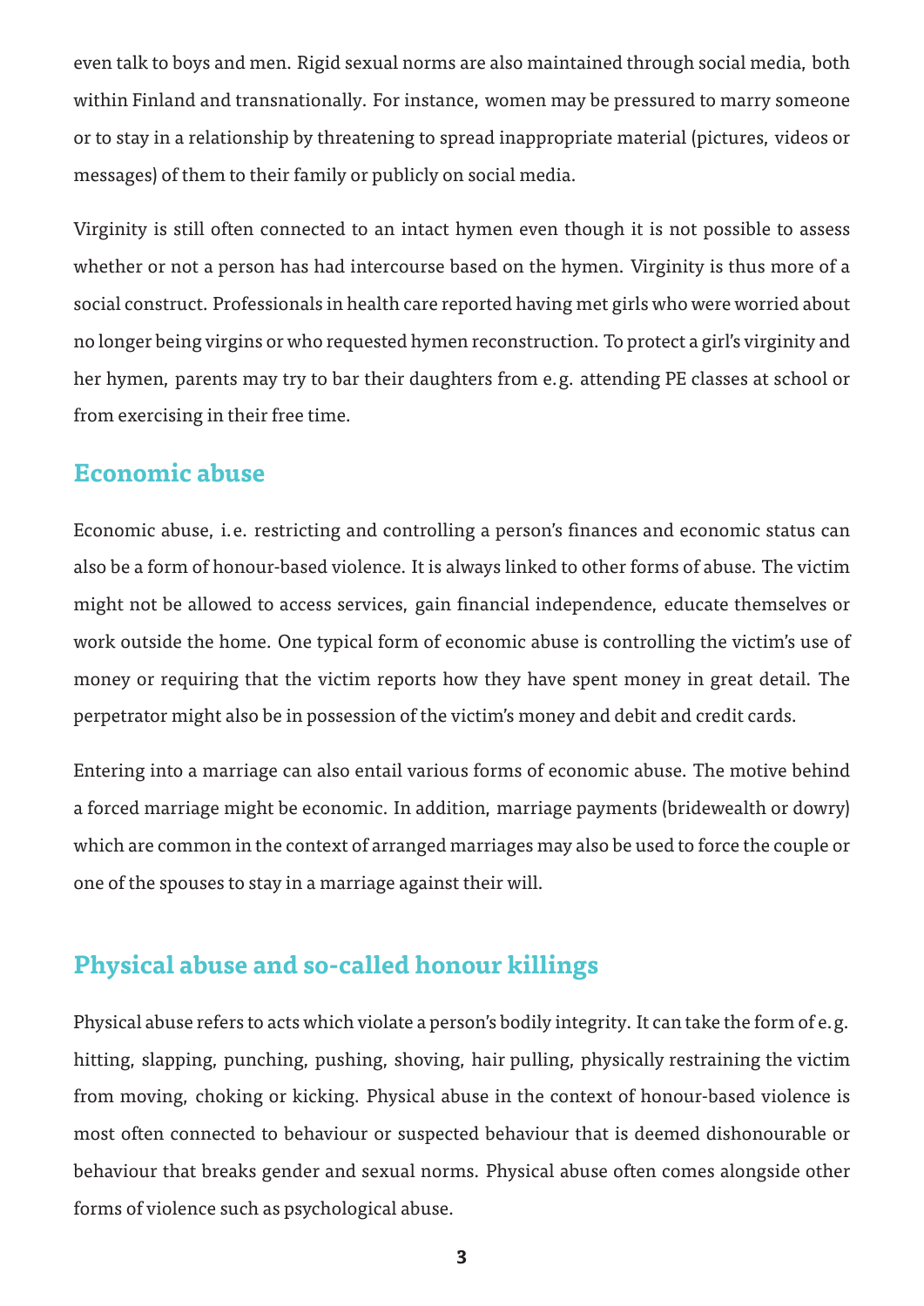even talk to boys and men. Rigid sexual norms are also maintained through social media, both within Finland and transnationally. For instance, women may be pressured to marry someone or to stay in a relationship by threatening to spread inappropriate material (pictures, videos or messages) of them to their family or publicly on social media.

Virginity is still often connected to an intact hymen even though it is not possible to assess whether or not a person has had intercourse based on the hymen. Virginity is thus more of a social construct. Professionals in health care reported having met girls who were worried about no longer being virgins or who requested hymen reconstruction. To protect a girl's virginity and her hymen, parents may try to bar their daughters from e. g. attending PE classes at school or from exercising in their free time.

## Economic abuse

Economic abuse, i. e. restricting and controlling a person's finances and economic status can also be a form of honour-based violence. It is always linked to other forms of abuse. The victim might not be allowed to access services, gain financial independence, educate themselves or work outside the home. One typical form of economic abuse is controlling the victim's use of money or requiring that the victim reports how they have spent money in great detail. The perpetrator might also be in possession of the victim's money and debit and credit cards.

Entering into a marriage can also entail various forms of economic abuse. The motive behind a forced marriage might be economic. In addition, marriage payments (bridewealth or dowry) which are common in the context of arranged marriages may also be used to force the couple or one of the spouses to stay in a marriage against their will.

## Physical abuse and so-called honour killings

Physical abuse refers to acts which violate a person's bodily integrity. It can take the form of e. g. hitting, slapping, punching, pushing, shoving, hair pulling, physically restraining the victim from moving, choking or kicking. Physical abuse in the context of honour-based violence is most often connected to behaviour or suspected behaviour that is deemed dishonourable or behaviour that breaks gender and sexual norms. Physical abuse often comes alongside other forms of violence such as psychological abuse.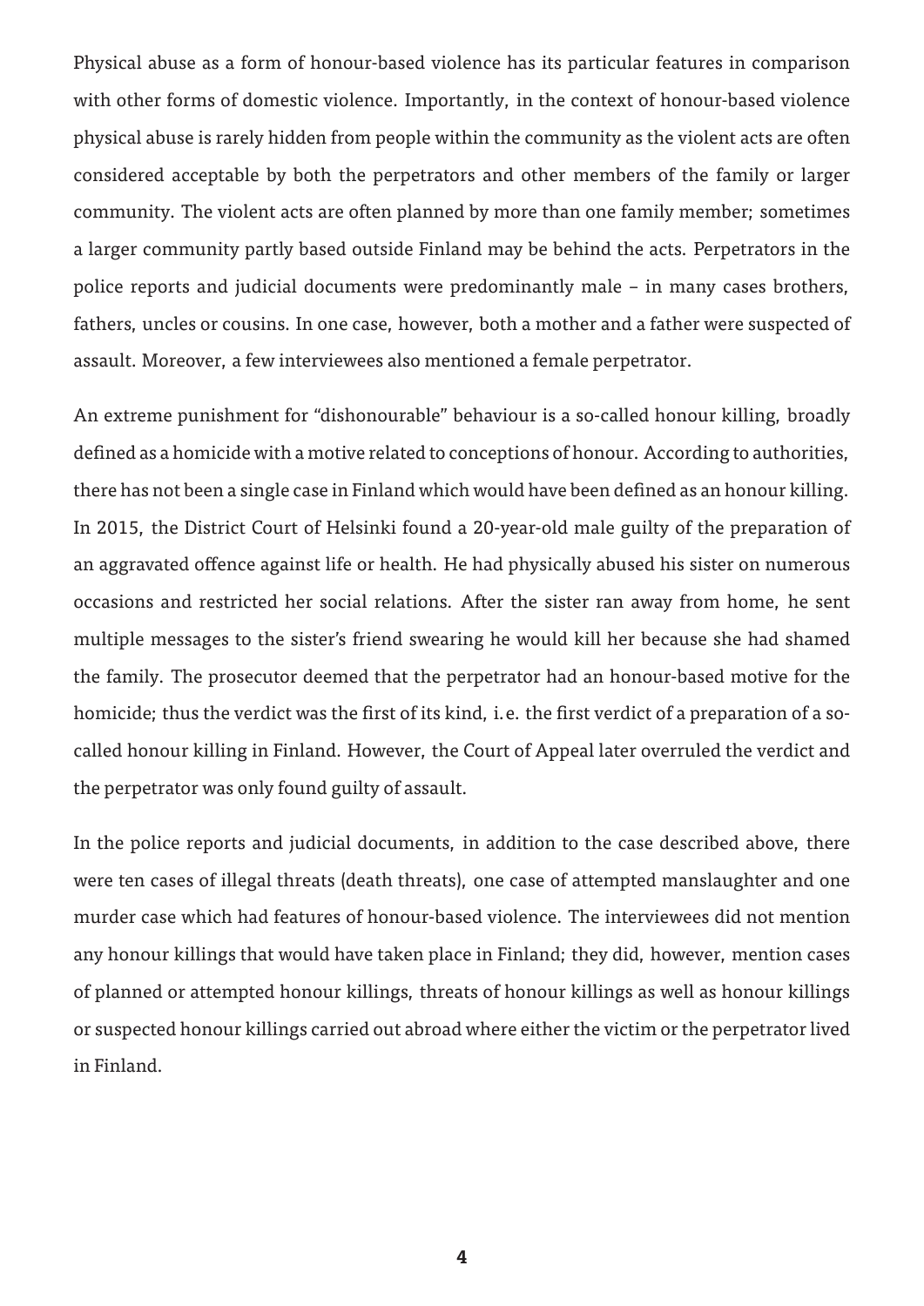Physical abuse as a form of honour-based violence has its particular features in comparison with other forms of domestic violence. Importantly, in the context of honour-based violence physical abuse is rarely hidden from people within the community as the violent acts are often considered acceptable by both the perpetrators and other members of the family or larger community. The violent acts are often planned by more than one family member; sometimes a larger community partly based outside Finland may be behind the acts. Perpetrators in the police reports and judicial documents were predominantly male – in many cases brothers, fathers, uncles or cousins. In one case, however, both a mother and a father were suspected of assault. Moreover, a few interviewees also mentioned a female perpetrator.

An extreme punishment for "dishonourable" behaviour is a so-called honour killing, broadly defined as a homicide with a motive related to conceptions of honour. According to authorities, there has not been a single case in Finland which would have been defined as an honour killing. In 2015, the District Court of Helsinki found a 20-year-old male guilty of the preparation of an aggravated offence against life or health. He had physically abused his sister on numerous occasions and restricted her social relations. After the sister ran away from home, he sent multiple messages to the sister's friend swearing he would kill her because she had shamed the family. The prosecutor deemed that the perpetrator had an honour-based motive for the homicide; thus the verdict was the first of its kind, i.e. the first verdict of a preparation of a so-called honour killing in Finland. However, the Court of Appeal later overruled the verdict and the perpetrator was only found guilty of assault.

In the police reports and judicial documents, in addition to the case described above, there were ten cases of illegal threats (death threats), one case of attempted manslaughter and one murder case which had features of honour-based violence. The interviewees did not mention any honour killings that would have taken place in Finland; they did, however, mention cases of planned or attempted honour killings, threats of honour killings as well as honour killings or suspected honour killings carried out abroad where either the victim or the perpetrator lived in Finland.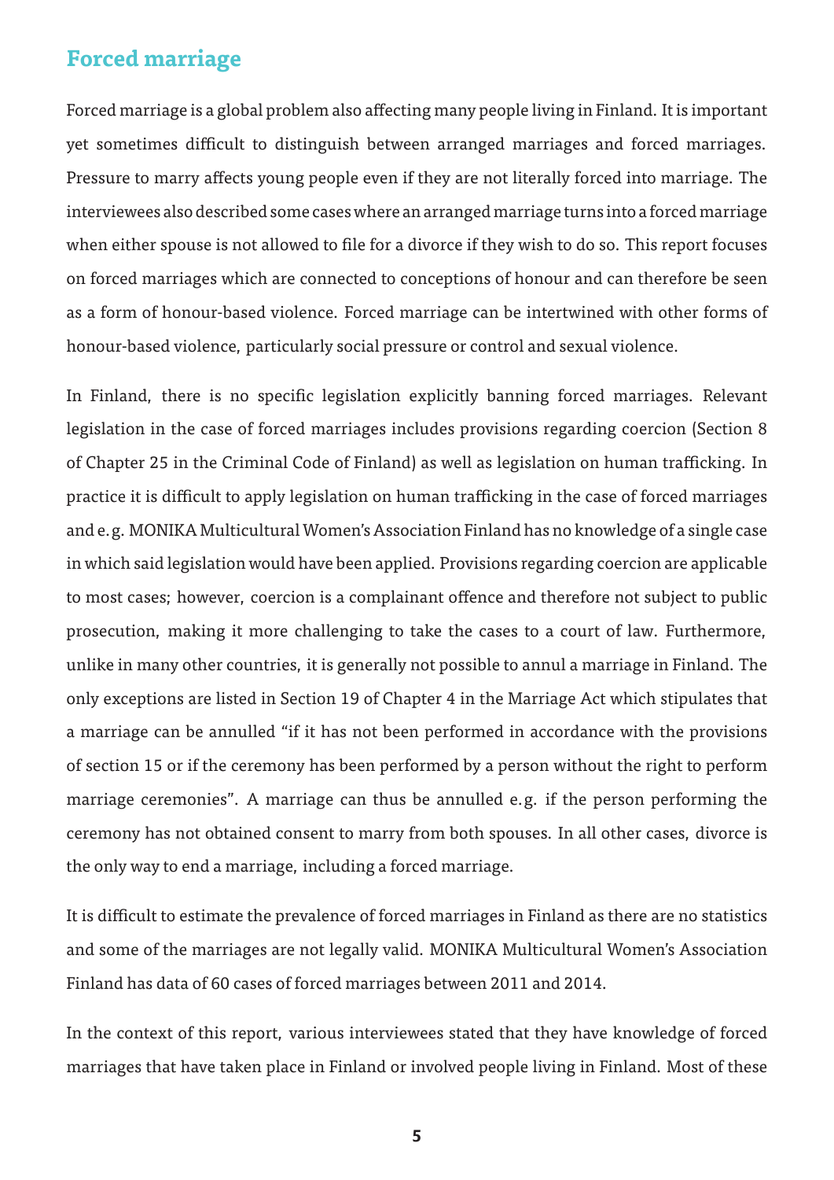## Forced marriage

Forced marriage is a global problem also affecting many people living in Finland. It is important yet sometimes difficult to distinguish between arranged marriages and forced marriages. Pressure to marry affects young people even if they are not literally forced into marriage. The interviewees also described some cases where an arranged marriage turns into a forced marriage when either spouse is not allowed to file for a divorce if they wish to do so. This report focuses on forced marriages which are connected to conceptions of honour and can therefore be seen as a form of honour-based violence. Forced marriage can be intertwined with other forms of honour-based violence, particularly social pressure or control and sexual violence.

In Finland, there is no specific legislation explicitly banning forced marriages. Relevant legislation in the case of forced marriages includes provisions regarding coercion (Section 8 of Chapter 25 in the Criminal Code of Finland) as well as legislation on human trafficking. In practice it is difficult to apply legislation on human trafficking in the case of forced marriages and e.g. MONIKA Multicultural Women's Association Finland has no knowledge of a single case in which said legislation would have been applied. Provisions regarding coercion are applicable to most cases; however, coercion is a complainant offence and therefore not subject to public prosecution, making it more challenging to take the cases to a court of law. Furthermore, unlike in many other countries, it is generally not possible to annul a marriage in Finland. The only exceptions are listed in Section 19 of Chapter 4 in the Marriage Act which stipulates that a marriage can be annulled "if it has not been performed in accordance with the provisions of section 15 or if the ceremony has been performed by a person without the right to perform marriage ceremonies". A marriage can thus be annulled e.g. if the person performing the ceremony has not obtained consent to marry from both spouses. In all other cases, divorce is the only way to end a marriage, including a forced marriage.

It is difficult to estimate the prevalence of forced marriages in Finland as there are no statistics and some of the marriages are not legally valid. MONIKA Multicultural Women's Association Finland has data of 60 cases of forced marriages between 2011 and 2014.

In the context of this report, various interviewees stated that they have knowledge of forced marriages that have taken place in Finland or involved people living in Finland. Most of these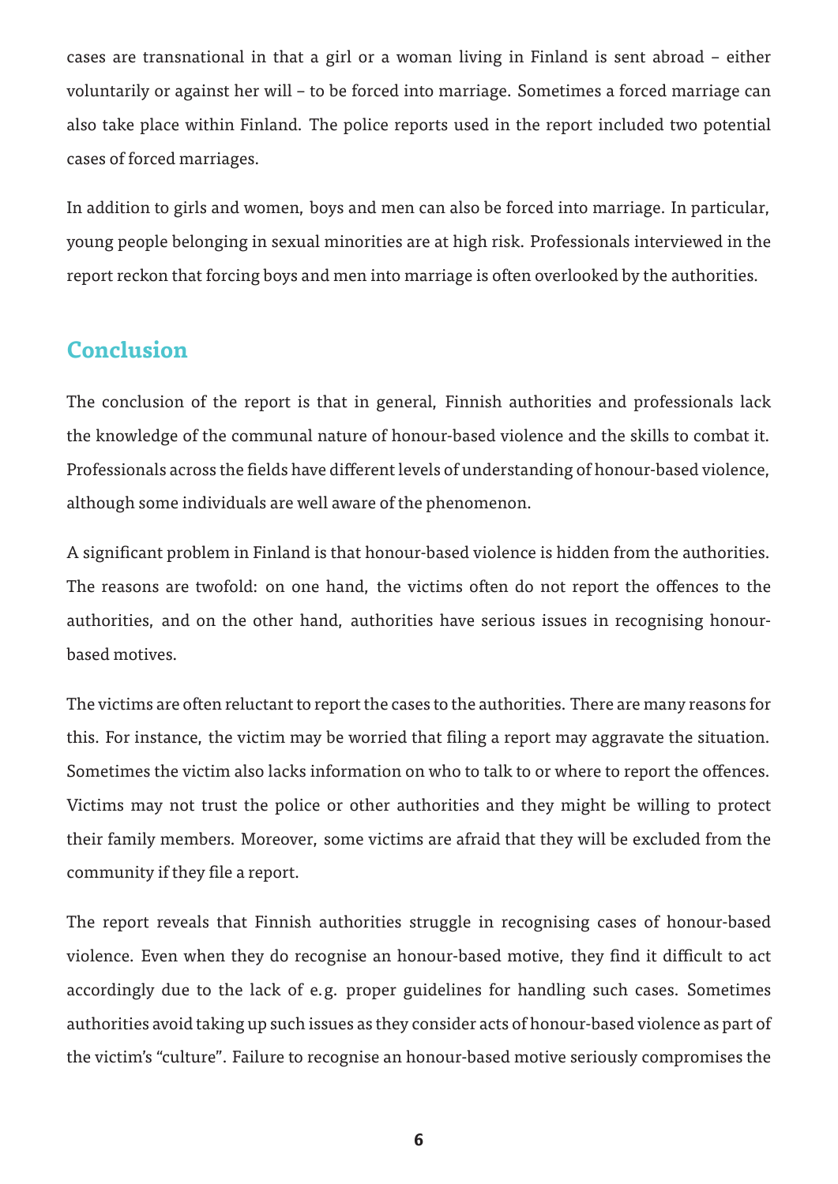cases are transnational in that a girl or a woman living in Finland is sent abroad – either voluntarily or against her will – to be forced into marriage. Sometimes a forced marriage can also take place within Finland. The police reports used in the report included two potential cases of forced marriages.

In addition to girls and women, boys and men can also be forced into marriage. In particular, young people belonging in sexual minorities are at high risk. Professionals interviewed in the report reckon that forcing boys and men into marriage is often overlooked by the authorities.

## Conclusion

The conclusion of the report is that in general, Finnish authorities and professionals lack the knowledge of the communal nature of honour-based violence and the skills to combat it. Professionals across the fields have different levels of understanding of honour-based violence, although some individuals are well aware of the phenomenon.

A significant problem in Finland is that honour-based violence is hidden from the authorities. The reasons are twofold: on one hand, the victims often do not report the offences to the authorities, and on the other hand, authorities have serious issues in recognising honour-based motives.

The victims are often reluctant to report the cases to the authorities. There are many reasons for this. For instance, the victim may be worried that filing a report may aggravate the situation. Sometimes the victim also lacks information on who to talk to or where to report the offences. Victims may not trust the police or other authorities and they might be willing to protect their family members. Moreover, some victims are afraid that they will be excluded from the community if they file a report.

The report reveals that Finnish authorities struggle in recognising cases of honour-based violence. Even when they do recognise an honour-based motive, they find it difficult to act accordingly due to the lack of e.g. proper guidelines for handling such cases. Sometimes authorities avoid taking up such issues as they consider acts of honour-based violence as part of the victim's "culture". Failure to recognise an honour-based motive seriously compromises the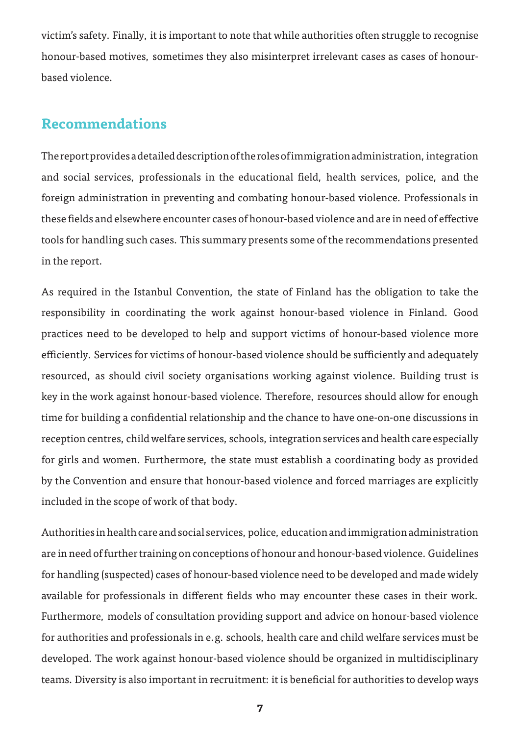victim's safety. Finally, it is important to note that while authorities often struggle to recognise honour-based motives, sometimes they also misinterpret irrelevant cases as cases of honour-based violence.

## Recommendations

The report provides a detailed description of the roles of immigration administration, integration and social services, professionals in the educational field, health services, police, and the foreign administration in preventing and combating honour-based violence. Professionals in these fields and elsewhere encounter cases of honour-based violence and are in need of effective tools for handling such cases. This summary presents some of the recommendations presented in the report.

As required in the Istanbul Convention, the state of Finland has the obligation to take the responsibility in coordinating the work against honour-based violence in Finland. Good practices need to be developed to help and support victims of honour-based violence more efficiently. Services for victims of honour-based violence should be sufficiently and adequately resourced, as should civil society organisations working against violence. Building trust is key in the work against honour-based violence. Therefore, resources should allow for enough time for building a confidential relationship and the chance to have one-on-one discussions in reception centres, child welfare services, schools, integration services and health care especially for girls and women. Furthermore, the state must establish a coordinating body as provided by the Convention and ensure that honour-based violence and forced marriages are explicitly included in the scope of work of that body.

Authorities in health care and social services, police, education and immigration administration are in need of further training on conceptions of honour and honour-based violence. Guidelines for handling (suspected) cases of honour-based violence need to be developed and made widely available for professionals in different fields who may encounter these cases in their work. Furthermore, models of consultation providing support and advice on honour-based violence for authorities and professionals in e.g. schools, health care and child welfare services must be developed. The work against honour-based violence should be organized in multidisciplinary teams. Diversity is also important in recruitment: it is beneficial for authorities to develop ways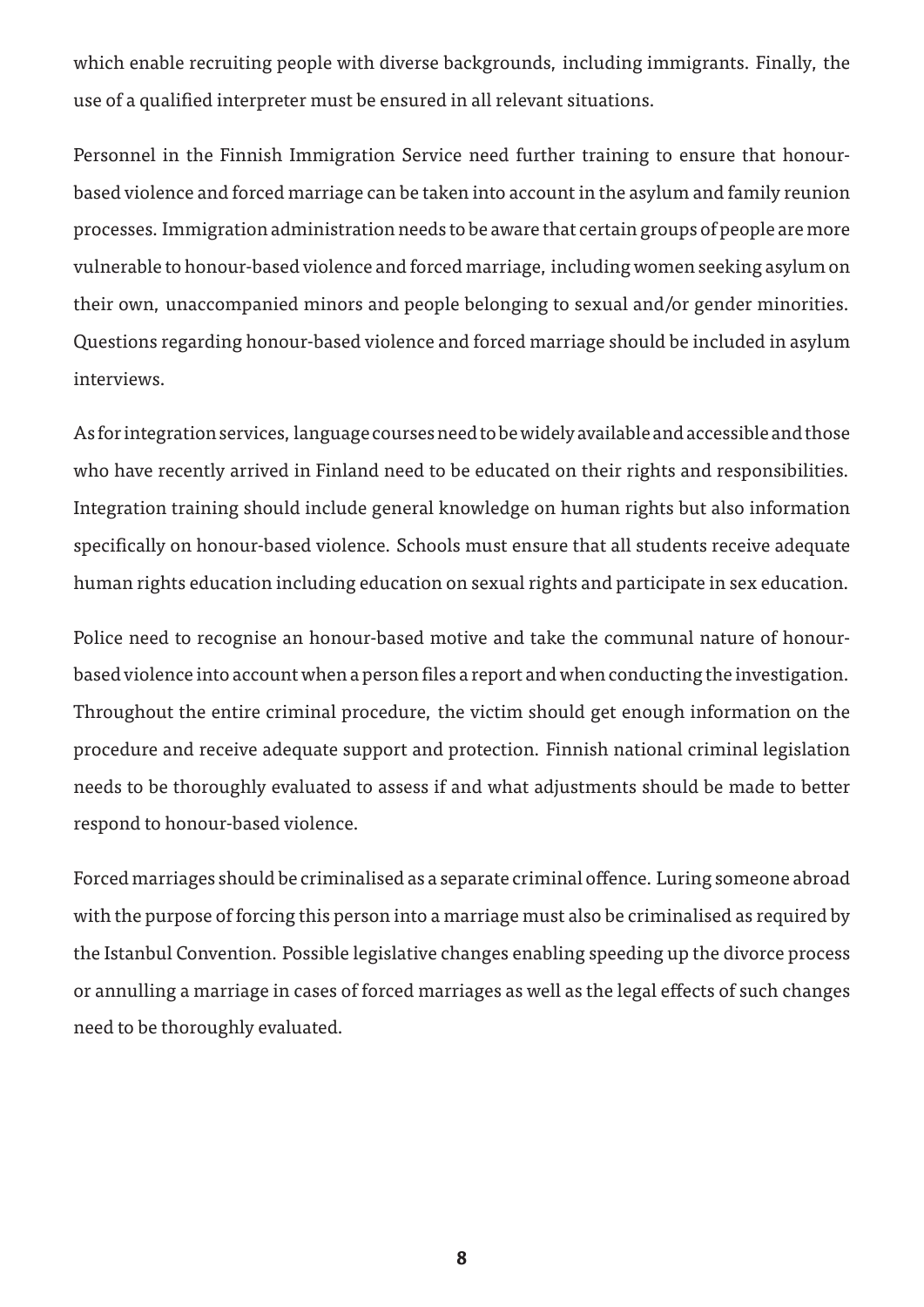which enable recruiting people with diverse backgrounds, including immigrants. Finally, the use of a qualified interpreter must be ensured in all relevant situations.

Personnel in the Finnish Immigration Service need further training to ensure that honour-based violence and forced marriage can be taken into account in the asylum and family reunion processes. Immigration administration needs to be aware that certain groups of people are more vulnerable to honour-based violence and forced marriage, including women seeking asylum on their own, unaccompanied minors and people belonging to sexual and/or gender minorities. Questions regarding honour-based violence and forced marriage should be included in asylum interviews.

As for integration services, language courses need to be widely available and accessible and those who have recently arrived in Finland need to be educated on their rights and responsibilities. Integration training should include general knowledge on human rights but also information specifically on honour-based violence. Schools must ensure that all students receive adequate human rights education including education on sexual rights and participate in sex education.

Police need to recognise an honour-based motive and take the communal nature of honour-based violence into account when a person files a report and when conducting the investigation. Throughout the entire criminal procedure, the victim should get enough information on the procedure and receive adequate support and protection. Finnish national criminal legislation needs to be thoroughly evaluated to assess if and what adjustments should be made to better respond to honour-based violence.

Forced marriages should be criminalised as a separate criminal offence. Luring someone abroad with the purpose of forcing this person into a marriage must also be criminalised as required by the Istanbul Convention. Possible legislative changes enabling speeding up the divorce process or annulling a marriage in cases of forced marriages as well as the legal effects of such changes need to be thoroughly evaluated.